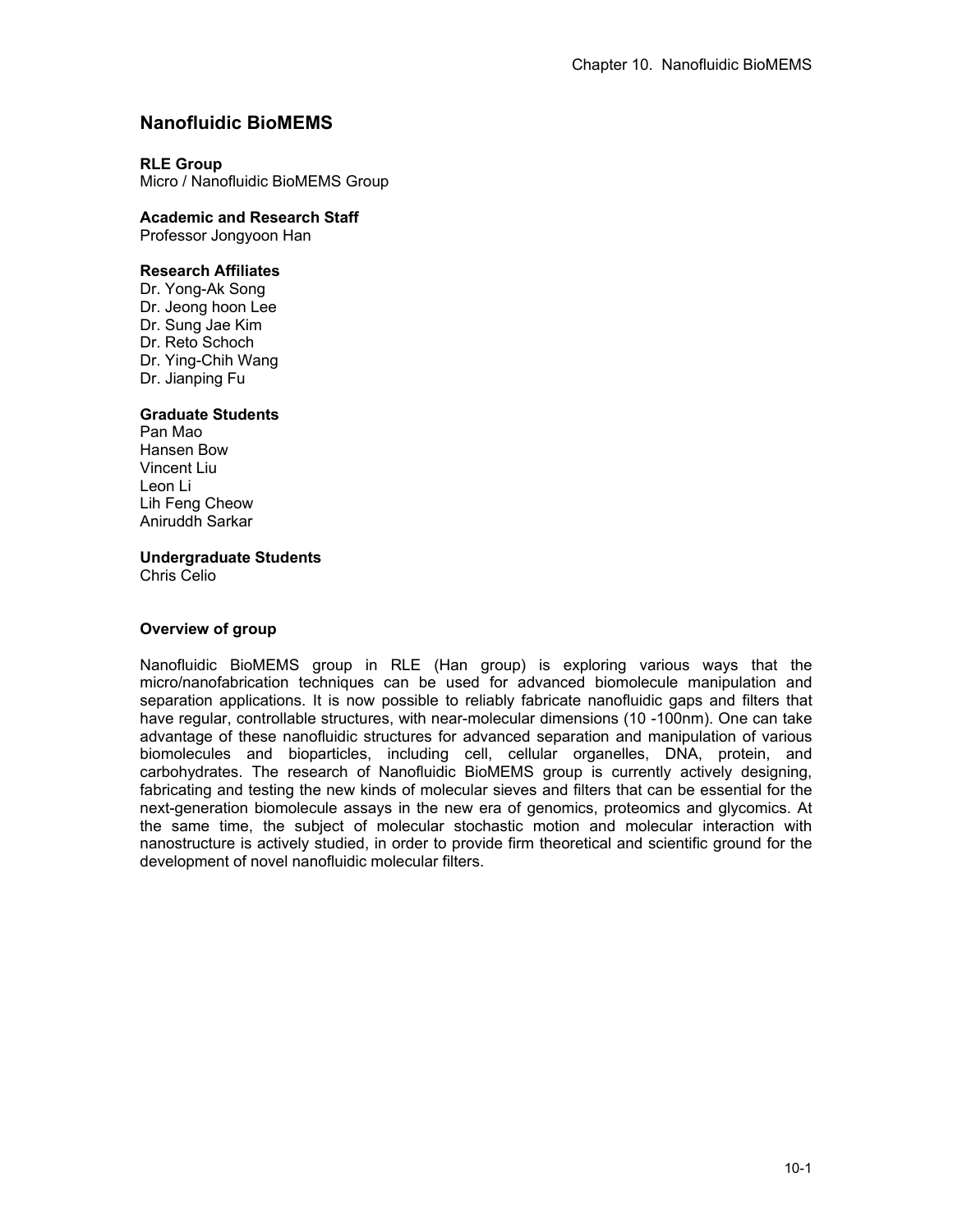# Nanofluidic BioMEMS

**RLE Group**
Micro / Nanofluidic BioMEMS Group

**Academic and Research Staff**
Professor Jongyoon Han

**Research Affiliates**
Dr. Yong-Ak Song
Dr. Jeong hoon Lee
Dr. Sung Jae Kim
Dr. Reto Schoch
Dr. Ying-Chih Wang
Dr. Jianping Fu

**Graduate Students**
Pan Mao
Hansen Bow
Vincent Liu
Leon Li
Lih Feng Cheow
Aniruddh Sarkar

**Undergraduate Students**
Chris Celio

**Overview of group**

Nanofluidic BioMEMS group in RLE (Han group) is exploring various ways that the micro/nanofabrication techniques can be used for advanced biomolecule manipulation and separation applications. It is now possible to reliably fabricate nanofluidic gaps and filters that have regular, controllable structures, with near-molecular dimensions (10 -100nm). One can take advantage of these nanofluidic structures for advanced separation and manipulation of various biomolecules and bioparticles, including cell, cellular organelles, DNA, protein, and carbohydrates. The research of Nanofluidic BioMEMS group is currently actively designing, fabricating and testing the new kinds of molecular sieves and filters that can be essential for the next-generation biomolecule assays in the new era of genomics, proteomics and glycomics. At the same time, the subject of molecular stochastic motion and molecular interaction with nanostructure is actively studied, in order to provide firm theoretical and scientific ground for the development of novel nanofluidic molecular filters.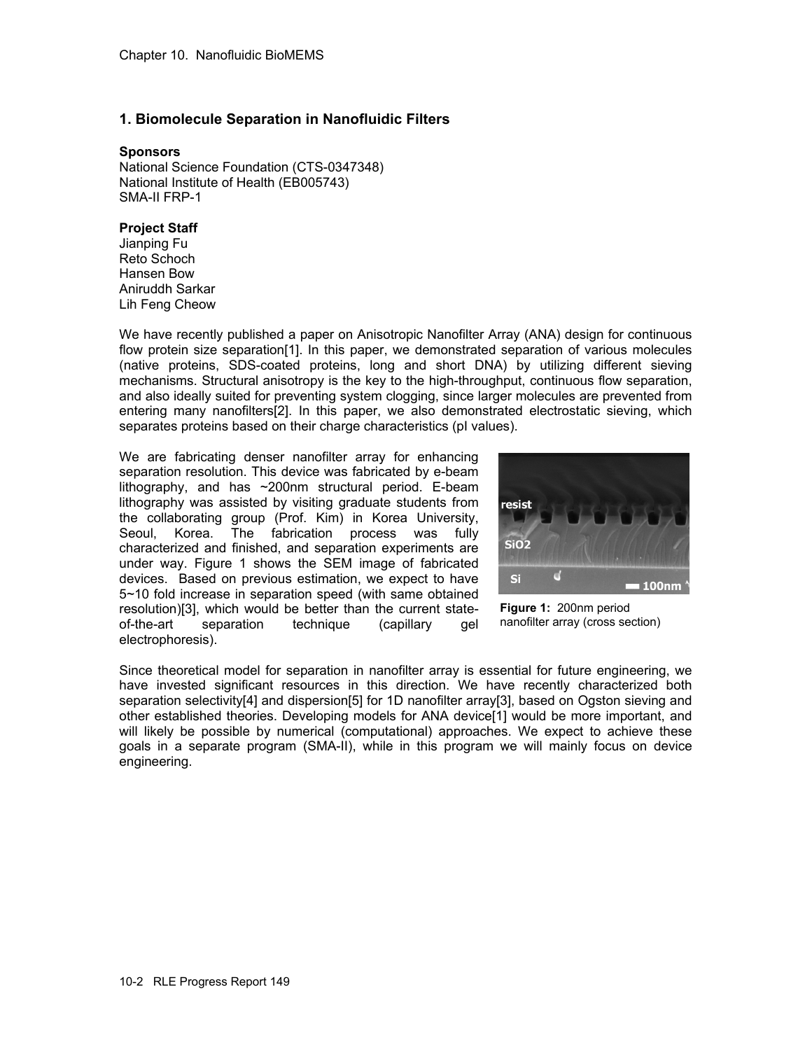# 1. Biomolecule Separation in Nanofluidic Filters

**Sponsors**
National Science Foundation (CTS-0347348)
National Institute of Health (EB005743)
SMA-II FRP-1

**Project Staff**
Jianping Fu
Reto Schoch
Hansen Bow
Aniruddh Sarkar
Lih Feng Cheow

We have recently published a paper on Anisotropic Nanofilter Array (ANA) design for continuous flow protein size separation[1]. In this paper, we demonstrated separation of various molecules (native proteins, SDS-coated proteins, long and short DNA) by utilizing different sieving mechanisms. Structural anisotropy is the key to the high-throughput, continuous flow separation, and also ideally suited for preventing system clogging, since larger molecules are prevented from entering many nanofilters[2]. In this paper, we also demonstrated electrostatic sieving, which separates proteins based on their charge characteristics (pI values).

We are fabricating denser nanofilter array for enhancing separation resolution. This device was fabricated by e-beam lithography, and has ~200nm structural period. E-beam lithography was assisted by visiting graduate students from the collaborating group (Prof. Kim) in Korea University, Seoul, Korea. The fabrication process was fully characterized and finished, and separation experiments are under way. Figure 1 shows the SEM image of fabricated devices. Based on previous estimation, we expect to have 5~10 fold increase in separation speed (with same obtained resolution)[3], which would be better than the current state-of-the-art separation technique (capillary gel electrophoresis).

**Figure 1:** 200nm period nanofilter array (cross section)

Since theoretical model for separation in nanofilter array is essential for future engineering, we have invested significant resources in this direction. We have recently characterized both separation selectivity[4] and dispersion[5] for 1D nanofilter array[3], based on Ogston sieving and other established theories. Developing models for ANA device[1] would be more important, and will likely be possible by numerical (computational) approaches. We expect to achieve these goals in a separate program (SMA-II), while in this program we will mainly focus on device engineering.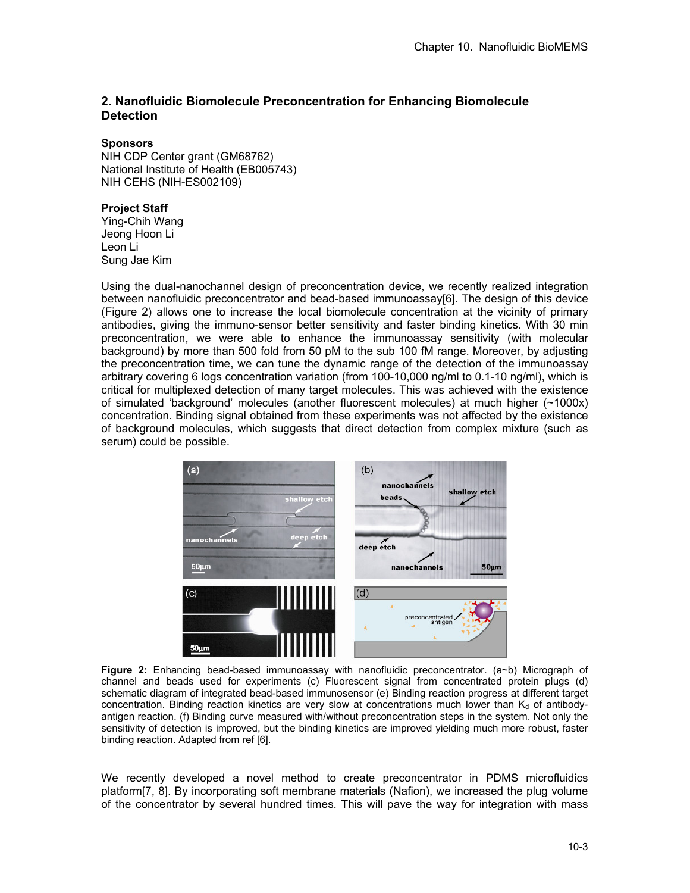## 2. Nanofluidic Biomolecule Preconcentration for Enhancing Biomolecule Detection

**Sponsors**

NIH CDP Center grant (GM68762)
National Institute of Health (EB005743)
NIH CEHS (NIH-ES002109)

**Project Staff**

Ying-Chih Wang
Jeong Hoon Li
Leon Li
Sung Jae Kim

Using the dual-nanochannel design of preconcentration device, we recently realized integration between nanofluidic preconcentrator and bead-based immunoassay[6]. The design of this device (Figure 2) allows one to increase the local biomolecule concentration at the vicinity of primary antibodies, giving the immuno-sensor better sensitivity and faster binding kinetics. With 30 min preconcentration, we were able to enhance the immunoassay sensitivity (with molecular background) by more than 500 fold from 50 pM to the sub 100 fM range. Moreover, by adjusting the preconcentration time, we can tune the dynamic range of the detection of the immunoassay arbitrary covering 6 logs concentration variation (from 100-10,000 ng/ml to 0.1-10 ng/ml), which is critical for multiplexed detection of many target molecules. This was achieved with the existence of simulated 'background' molecules (another fluorescent molecules) at much higher (~1000x) concentration. Binding signal obtained from these experiments was not affected by the existence of background molecules, which suggests that direct detection from complex mixture (such as serum) could be possible.

**Figure 2:** Enhancing bead-based immunoassay with nanofluidic preconcentrator. (a~b) Micrograph of channel and beads used for experiments (c) Fluorescent signal from concentrated protein plugs (d) schematic diagram of integrated bead-based immunosensor (e) Binding reaction progress at different target concentration. Binding reaction kinetics are very slow at concentrations much lower than $K_d$ of antibody-antigen reaction. (f) Binding curve measured with/without preconcentration steps in the system. Not only the sensitivity of detection is improved, but the binding kinetics are improved yielding much more robust, faster binding reaction. Adapted from ref [6].

We recently developed a novel method to create preconcentrator in PDMS microfluidics platform[7, 8]. By incorporating soft membrane materials (Nafion), we increased the plug volume of the concentrator by several hundred times. This will pave the way for integration with mass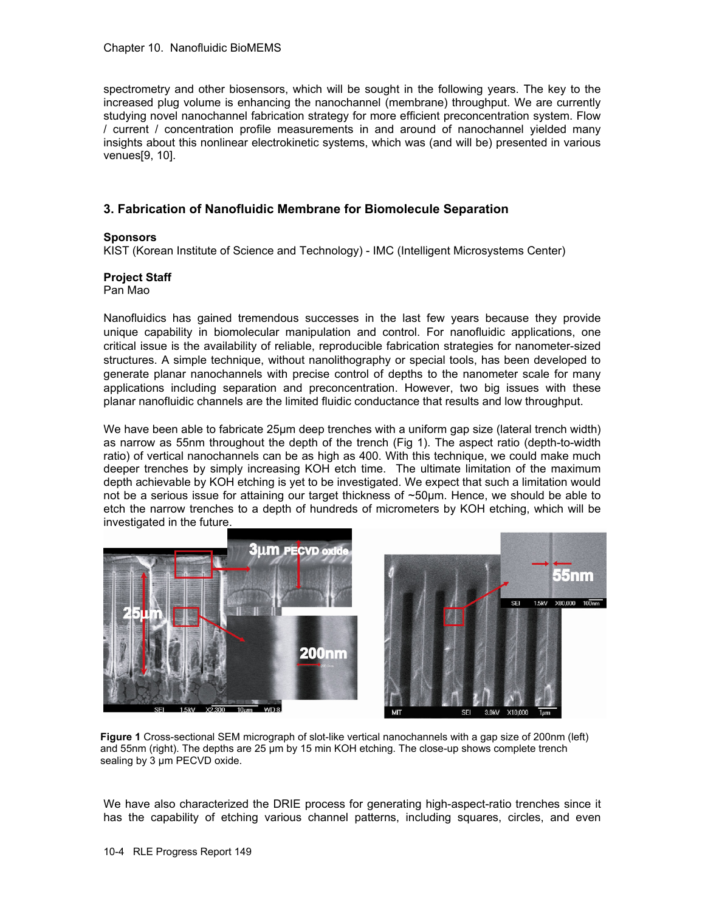spectrometry and other biosensors, which will be sought in the following years. The key to the increased plug volume is enhancing the nanochannel (membrane) throughput. We are currently studying novel nanochannel fabrication strategy for more efficient preconcentration system. Flow / current / concentration profile measurements in and around of nanochannel yielded many insights about this nonlinear electrokinetic systems, which was (and will be) presented in various venues[9, 10].

## 3. Fabrication of Nanofluidic Membrane for Biomolecule Separation

**Sponsors**

KIST (Korean Institute of Science and Technology) - IMC (Intelligent Microsystems Center)

**Project Staff**

Pan Mao

Nanofluidics has gained tremendous successes in the last few years because they provide unique capability in biomolecular manipulation and control. For nanofluidic applications, one critical issue is the availability of reliable, reproducible fabrication strategies for nanometer-sized structures. A simple technique, without nanolithography or special tools, has been developed to generate planar nanochannels with precise control of depths to the nanometer scale for many applications including separation and preconcentration. However, two big issues with these planar nanofluidic channels are the limited fluidic conductance that results and low throughput.

We have been able to fabricate 25μm deep trenches with a uniform gap size (lateral trench width) as narrow as 55nm throughout the depth of the trench (Fig 1). The aspect ratio (depth-to-width ratio) of vertical nanochannels can be as high as 400. With this technique, we could make much deeper trenches by simply increasing KOH etch time. The ultimate limitation of the maximum depth achievable by KOH etching is yet to be investigated. We expect that such a limitation would not be a serious issue for attaining our target thickness of ~50μm. Hence, we should be able to etch the narrow trenches to a depth of hundreds of micrometers by KOH etching, which will be investigated in the future.

**Figure 1** Cross-sectional SEM micrograph of slot-like vertical nanochannels with a gap size of 200nm (left) and 55nm (right). The depths are 25 μm by 15 min KOH etching. The close-up shows complete trench sealing by 3 μm PECVD oxide.

We have also characterized the DRIE process for generating high-aspect-ratio trenches since it has the capability of etching various channel patterns, including squares, circles, and even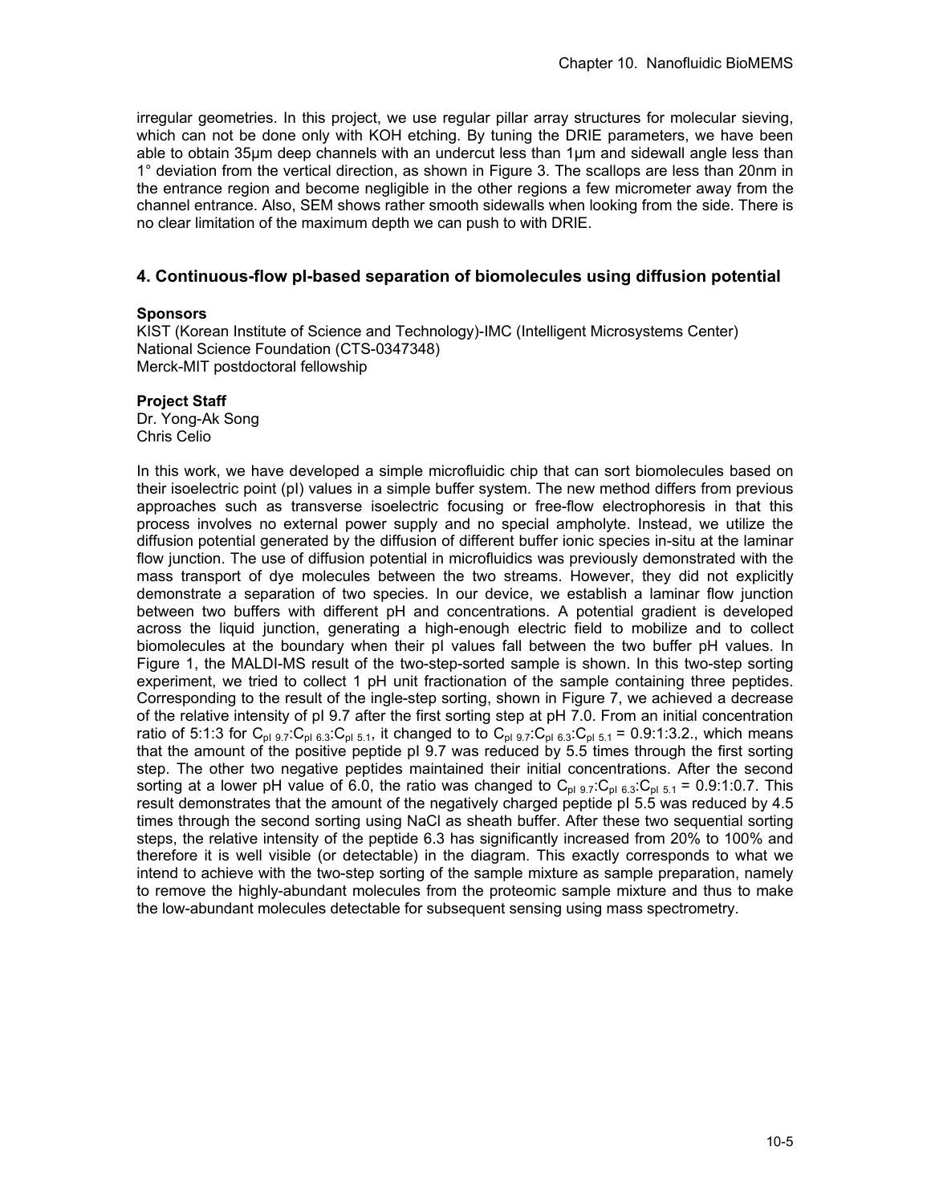irregular geometries. In this project, we use regular pillar array structures for molecular sieving, which can not be done only with KOH etching. By tuning the DRIE parameters, we have been able to obtain 35μm deep channels with an undercut less than 1μm and sidewall angle less than 1° deviation from the vertical direction, as shown in Figure 3. The scallops are less than 20nm in the entrance region and become negligible in the other regions a few micrometer away from the channel entrance. Also, SEM shows rather smooth sidewalls when looking from the side. There is no clear limitation of the maximum depth we can push to with DRIE.

## 4. Continuous-flow pI-based separation of biomolecules using diffusion potential

**Sponsors**

KIST (Korean Institute of Science and Technology)-IMC (Intelligent Microsystems Center)
National Science Foundation (CTS-0347348)
Merck-MIT postdoctoral fellowship

**Project Staff**

Dr. Yong-Ak Song
Chris Celio

In this work, we have developed a simple microfluidic chip that can sort biomolecules based on their isoelectric point (pI) values in a simple buffer system. The new method differs from previous approaches such as transverse isoelectric focusing or free-flow electrophoresis in that this process involves no external power supply and no special ampholyte. Instead, we utilize the diffusion potential generated by the diffusion of different buffer ionic species in-situ at the laminar flow junction. The use of diffusion potential in microfluidics was previously demonstrated with the mass transport of dye molecules between the two streams. However, they did not explicitly demonstrate a separation of two species. In our device, we establish a laminar flow junction between two buffers with different pH and concentrations. A potential gradient is developed across the liquid junction, generating a high-enough electric field to mobilize and to collect biomolecules at the boundary when their pI values fall between the two buffer pH values. In Figure 1, the MALDI-MS result of the two-step-sorted sample is shown. In this two-step sorting experiment, we tried to collect 1 pH unit fractionation of the sample containing three peptides. Corresponding to the result of the ingle-step sorting, shown in Figure 7, we achieved a decrease of the relative intensity of pI 9.7 after the first sorting step at pH 7.0. From an initial concentration ratio of 5:1:3 for $C_{pI\ 9.7}$:$C_{pI\ 6.3}$:$C_{pI\ 5.1}$, it changed to to $C_{pI\ 9.7}$:$C_{pI\ 6.3}$:$C_{pI\ 5.1}$ = 0.9:1:3.2., which means that the amount of the positive peptide pI 9.7 was reduced by 5.5 times through the first sorting step. The other two negative peptides maintained their initial concentrations. After the second sorting at a lower pH value of 6.0, the ratio was changed to $C_{pI\ 9.7}$:$C_{pI\ 6.3}$:$C_{pI\ 5.1}$ = 0.9:1:0.7. This result demonstrates that the amount of the negatively charged peptide pI 5.5 was reduced by 4.5 times through the second sorting using NaCl as sheath buffer. After these two sequential sorting steps, the relative intensity of the peptide 6.3 has significantly increased from 20% to 100% and therefore it is well visible (or detectable) in the diagram. This exactly corresponds to what we intend to achieve with the two-step sorting of the sample mixture as sample preparation, namely to remove the highly-abundant molecules from the proteomic sample mixture and thus to make the low-abundant molecules detectable for subsequent sensing using mass spectrometry.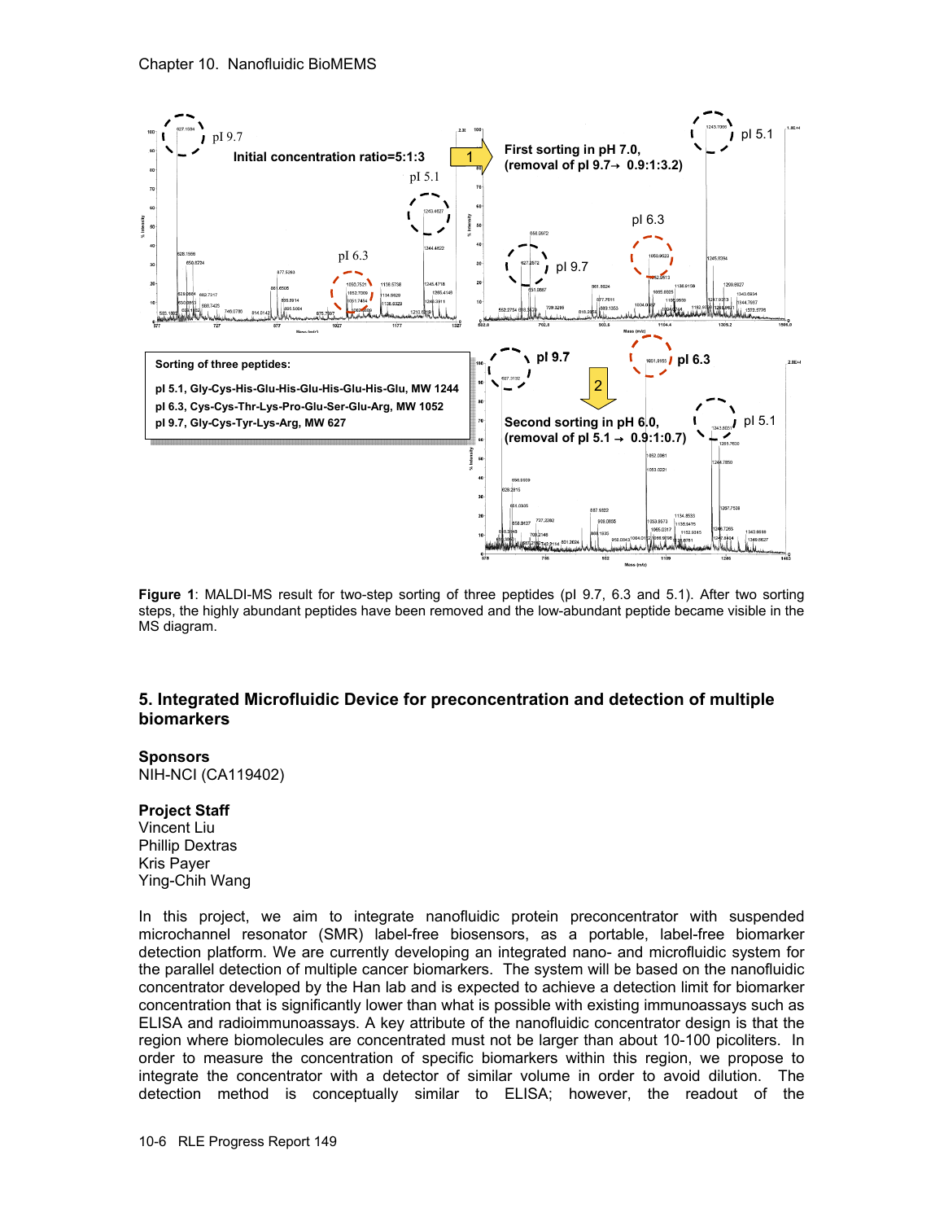Sorting of three peptides:

**pI 5.1, Gly-Cys-His-Glu-His-Glu-His-Glu-His-Glu, MW 1244**
**pI 6.3, Cys-Cys-Thr-Lys-Pro-Glu-Ser-Glu-Arg, MW 1052**
**pI 9.7, Gly-Cys-Tyr-Lys-Arg, MW 627**

**Figure 1**: MALDI-MS result for two-step sorting of three peptides (pI 9.7, 6.3 and 5.1). After two sorting steps, the highly abundant peptides have been removed and the low-abundant peptide became visible in the MS diagram.

## 5. Integrated Microfluidic Device for preconcentration and detection of multiple biomarkers

### Sponsors

NIH-NCI (CA119402)

### Project Staff

Vincent Liu
Phillip Dextras
Kris Payer
Ying-Chih Wang

In this project, we aim to integrate nanofluidic protein preconcentrator with suspended microchannel resonator (SMR) label-free biosensors, as a portable, label-free biomarker detection platform. We are currently developing an integrated nano- and microfluidic system for the parallel detection of multiple cancer biomarkers. The system will be based on the nanofluidic concentrator developed by the Han lab and is expected to achieve a detection limit for biomarker concentration that is significantly lower than what is possible with existing immunoassays such as ELISA and radioimmunoassays. A key attribute of the nanofluidic concentrator design is that the region where biomolecules are concentrated must not be larger than about 10-100 picoliters. In order to measure the concentration of specific biomarkers within this region, we propose to integrate the concentrator with a detector of similar volume in order to avoid dilution. The detection method is conceptually similar to ELISA; however, the readout of the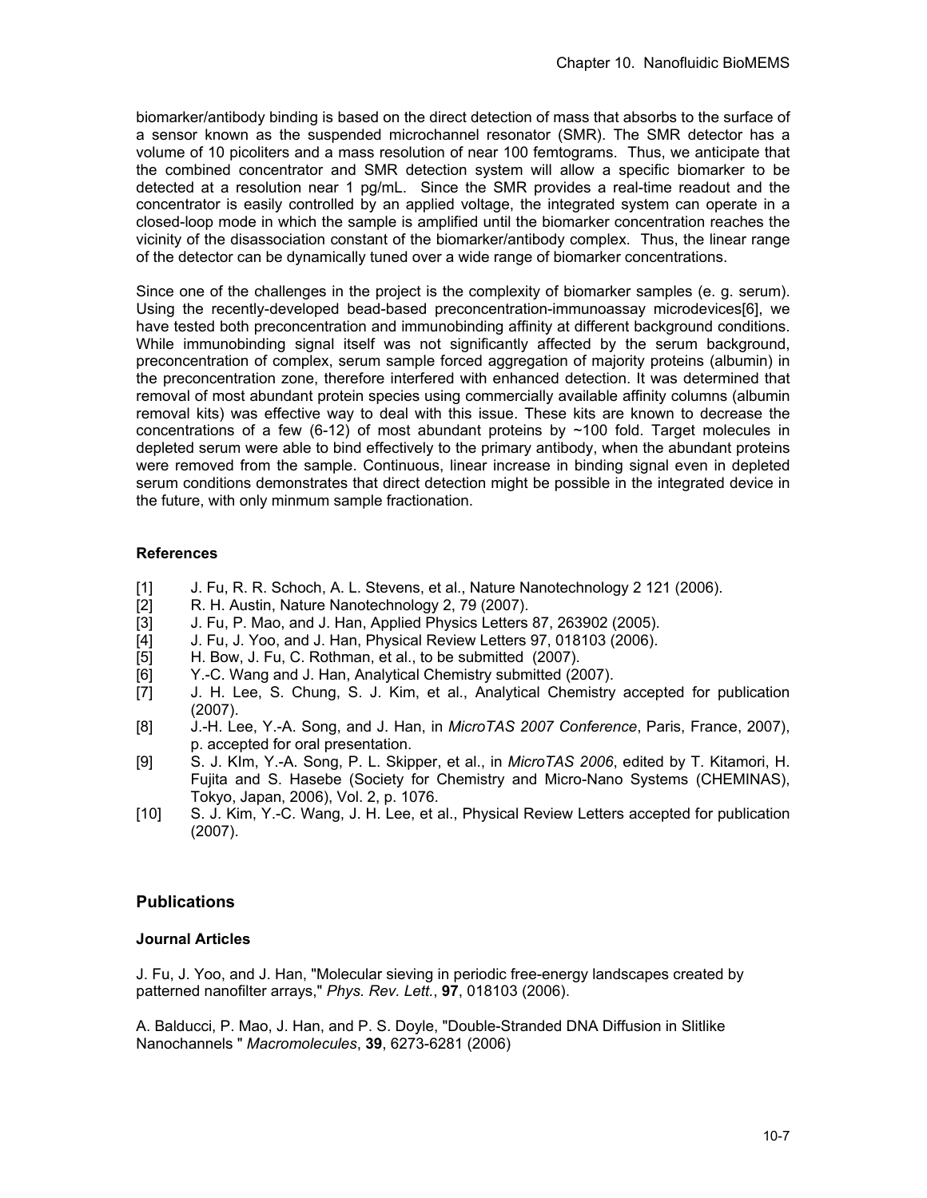biomarker/antibody binding is based on the direct detection of mass that absorbs to the surface of a sensor known as the suspended microchannel resonator (SMR). The SMR detector has a volume of 10 picoliters and a mass resolution of near 100 femtograms. Thus, we anticipate that the combined concentrator and SMR detection system will allow a specific biomarker to be detected at a resolution near 1 pg/mL. Since the SMR provides a real-time readout and the concentrator is easily controlled by an applied voltage, the integrated system can operate in a closed-loop mode in which the sample is amplified until the biomarker concentration reaches the vicinity of the disassociation constant of the biomarker/antibody complex. Thus, the linear range of the detector can be dynamically tuned over a wide range of biomarker concentrations.

Since one of the challenges in the project is the complexity of biomarker samples (e. g. serum). Using the recently-developed bead-based preconcentration-immunoassay microdevices[6], we have tested both preconcentration and immunobinding affinity at different background conditions. While immunobinding signal itself was not significantly affected by the serum background, preconcentration of complex, serum sample forced aggregation of majority proteins (albumin) in the preconcentration zone, therefore interfered with enhanced detection. It was determined that removal of most abundant protein species using commercially available affinity columns (albumin removal kits) was effective way to deal with this issue. These kits are known to decrease the concentrations of a few (6-12) of most abundant proteins by ~100 fold. Target molecules in depleted serum were able to bind effectively to the primary antibody, when the abundant proteins were removed from the sample. Continuous, linear increase in binding signal even in depleted serum conditions demonstrates that direct detection might be possible in the integrated device in the future, with only minmum sample fractionation.

### References

[1] J. Fu, R. R. Schoch, A. L. Stevens, et al., Nature Nanotechnology 2 121 (2006).
[2] R. H. Austin, Nature Nanotechnology 2, 79 (2007).
[3] J. Fu, P. Mao, and J. Han, Applied Physics Letters 87, 263902 (2005).
[4] J. Fu, J. Yoo, and J. Han, Physical Review Letters 97, 018103 (2006).
[5] H. Bow, J. Fu, C. Rothman, et al., to be submitted (2007).
[6] Y.-C. Wang and J. Han, Analytical Chemistry submitted (2007).
[7] J. H. Lee, S. Chung, S. J. Kim, et al., Analytical Chemistry accepted for publication (2007).
[8] J.-H. Lee, Y.-A. Song, and J. Han, in *MicroTAS 2007 Conference*, Paris, France, 2007), p. accepted for oral presentation.
[9] S. J. KIm, Y.-A. Song, P. L. Skipper, et al., in *MicroTAS 2006*, edited by T. Kitamori, H. Fujita and S. Hasebe (Society for Chemistry and Micro-Nano Systems (CHEMINAS), Tokyo, Japan, 2006), Vol. 2, p. 1076.
[10] S. J. Kim, Y.-C. Wang, J. H. Lee, et al., Physical Review Letters accepted for publication (2007).

## Publications

### Journal Articles

J. Fu, J. Yoo, and J. Han, "Molecular sieving in periodic free-energy landscapes created by patterned nanofilter arrays," *Phys. Rev. Lett.*, **97**, 018103 (2006).

A. Balducci, P. Mao, J. Han, and P. S. Doyle, "Double-Stranded DNA Diffusion in Slitlike Nanochannels " *Macromolecules*, **39**, 6273-6281 (2006)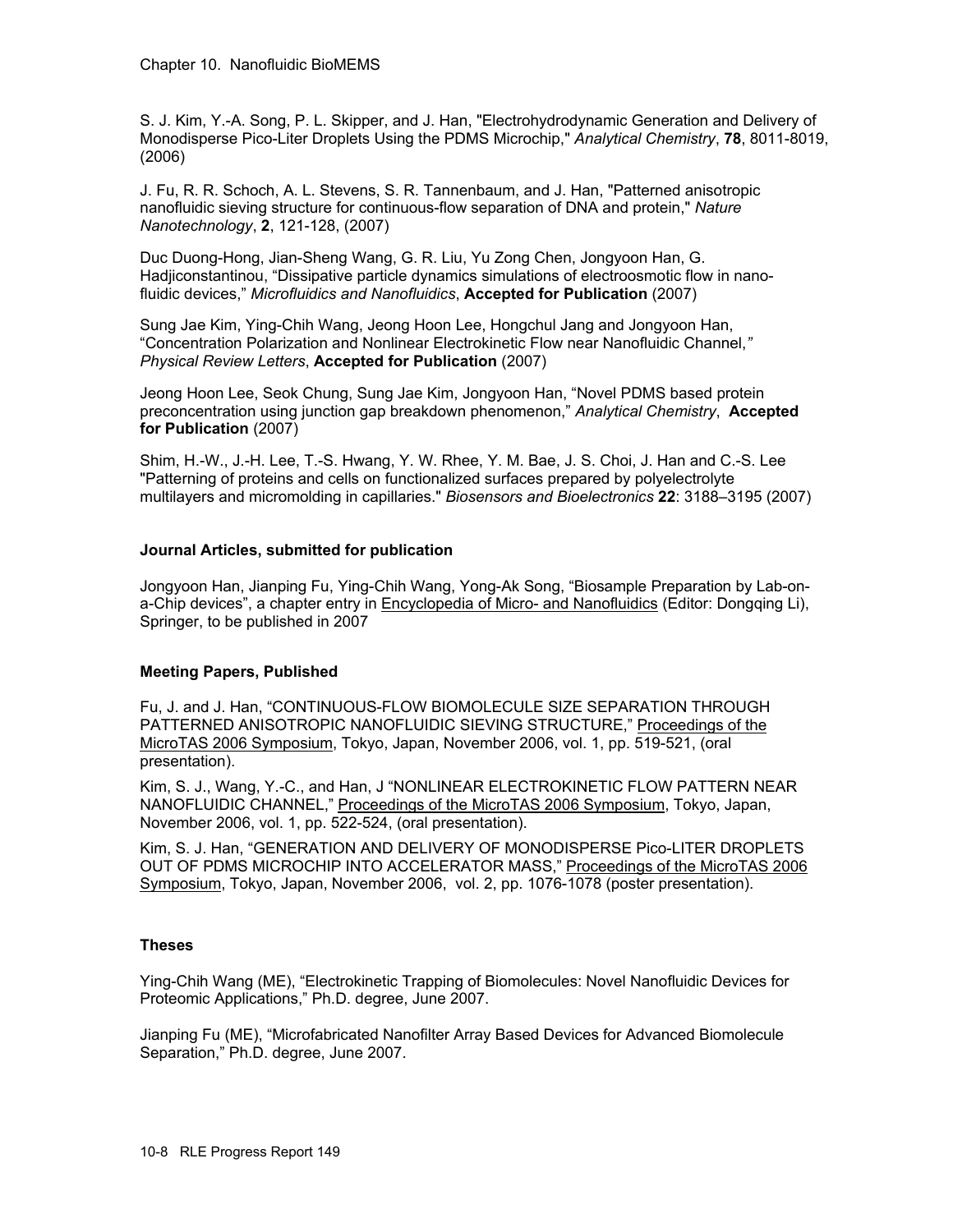S. J. Kim, Y.-A. Song, P. L. Skipper, and J. Han, "Electrohydrodynamic Generation and Delivery of Monodisperse Pico-Liter Droplets Using the PDMS Microchip," *Analytical Chemistry*, **78**, 8011-8019, (2006)

J. Fu, R. R. Schoch, A. L. Stevens, S. R. Tannenbaum, and J. Han, "Patterned anisotropic nanofluidic sieving structure for continuous-flow separation of DNA and protein," *Nature Nanotechnology*, **2**, 121-128, (2007)

Duc Duong-Hong, Jian-Sheng Wang, G. R. Liu, Yu Zong Chen, Jongyoon Han, G. Hadjiconstantinou, "Dissipative particle dynamics simulations of electroosmotic flow in nano-fluidic devices," *Microfluidics and Nanofluidics*, **Accepted for Publication** (2007)

Sung Jae Kim, Ying-Chih Wang, Jeong Hoon Lee, Hongchul Jang and Jongyoon Han, "Concentration Polarization and Nonlinear Electrokinetic Flow near Nanofluidic Channel," *Physical Review Letters*, **Accepted for Publication** (2007)

Jeong Hoon Lee, Seok Chung, Sung Jae Kim, Jongyoon Han, "Novel PDMS based protein preconcentration using junction gap breakdown phenomenon," *Analytical Chemistry*, **Accepted for Publication** (2007)

Shim, H.-W., J.-H. Lee, T.-S. Hwang, Y. W. Rhee, Y. M. Bae, J. S. Choi, J. Han and C.-S. Lee "Patterning of proteins and cells on functionalized surfaces prepared by polyelectrolyte multilayers and micromolding in capillaries." *Biosensors and Bioelectronics* **22**: 3188–3195 (2007)

**Journal Articles, submitted for publication**

Jongyoon Han, Jianping Fu, Ying-Chih Wang, Yong-Ak Song, "Biosample Preparation by Lab-on-a-Chip devices", a chapter entry in Encyclopedia of Micro- and Nanofluidics (Editor: Dongqing Li), Springer, to be published in 2007

**Meeting Papers, Published**

Fu, J. and J. Han, "CONTINUOUS-FLOW BIOMOLECULE SIZE SEPARATION THROUGH PATTERNED ANISOTROPIC NANOFLUIDIC SIEVING STRUCTURE," Proceedings of the MicroTAS 2006 Symposium, Tokyo, Japan, November 2006, vol. 1, pp. 519-521, (oral presentation).

Kim, S. J., Wang, Y.-C., and Han, J "NONLINEAR ELECTROKINETIC FLOW PATTERN NEAR NANOFLUIDIC CHANNEL," Proceedings of the MicroTAS 2006 Symposium, Tokyo, Japan, November 2006, vol. 1, pp. 522-524, (oral presentation).

Kim, S. J. Han, "GENERATION AND DELIVERY OF MONODISPERSE Pico-LITER DROPLETS OUT OF PDMS MICROCHIP INTO ACCELERATOR MASS," Proceedings of the MicroTAS 2006 Symposium, Tokyo, Japan, November 2006, vol. 2, pp. 1076-1078 (poster presentation).

**Theses**

Ying-Chih Wang (ME), "Electrokinetic Trapping of Biomolecules: Novel Nanofluidic Devices for Proteomic Applications," Ph.D. degree, June 2007.

Jianping Fu (ME), "Microfabricated Nanofilter Array Based Devices for Advanced Biomolecule Separation," Ph.D. degree, June 2007.